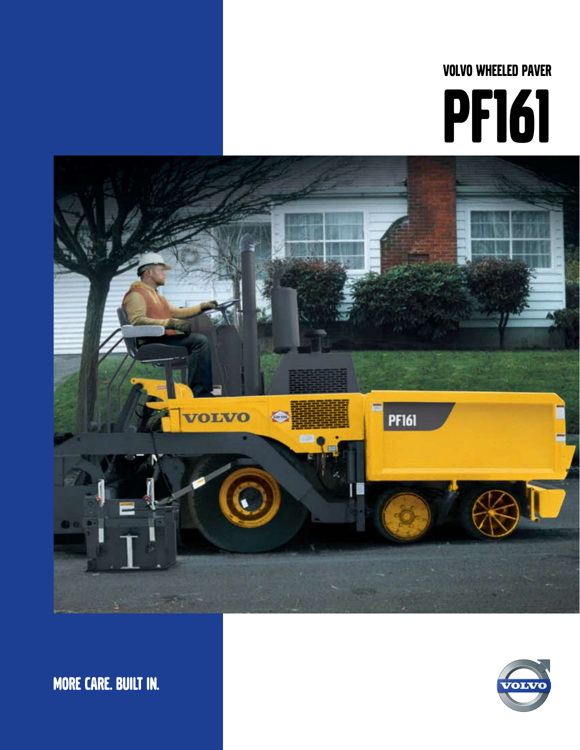# VOLVO WHEELED PAVER

# PF161

MORE CARE. BUILT IN.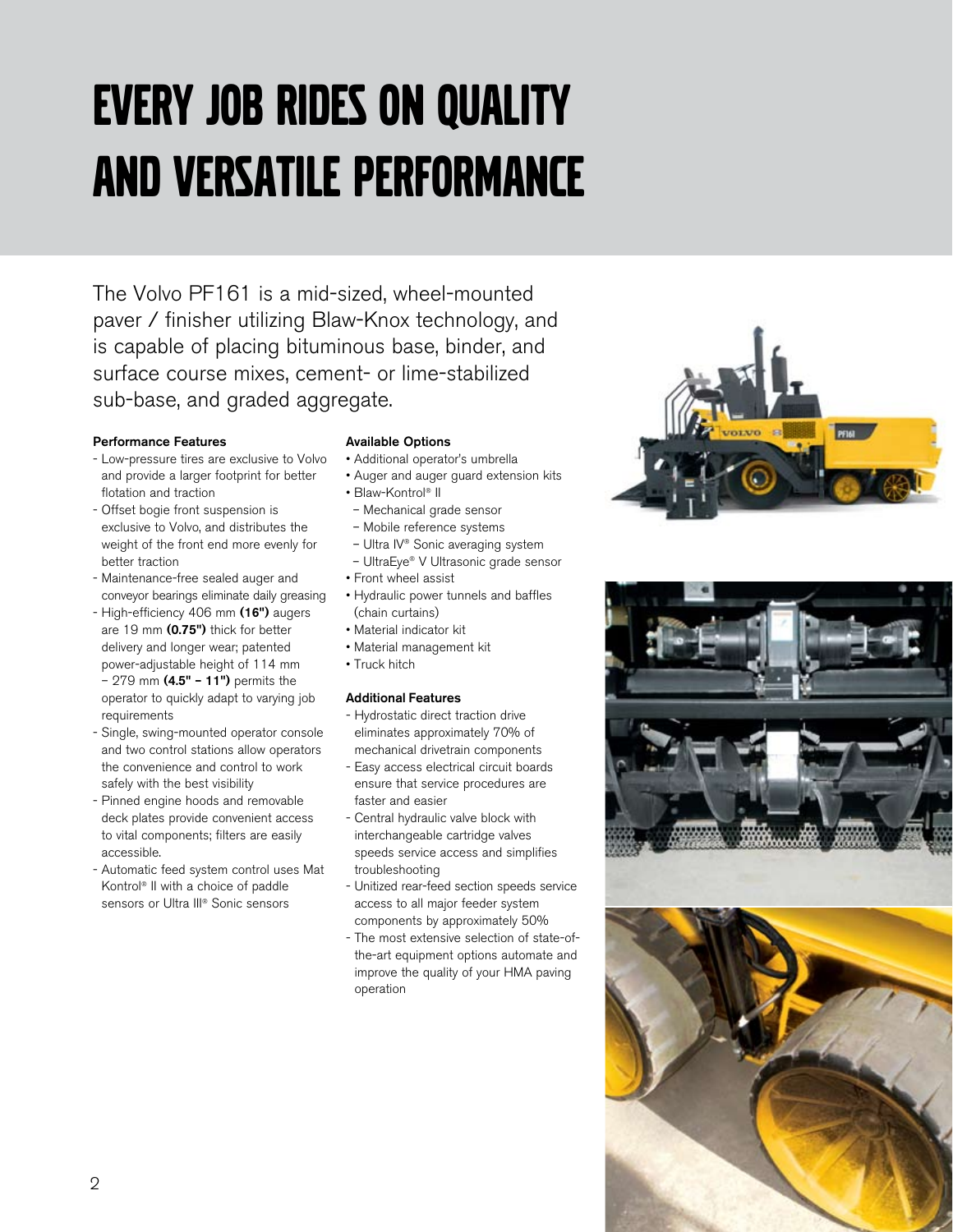# EVERY JOB RIDES ON QUALITY AND VERSATILE PERFORMANCE

The Volvo PF161 is a mid-sized, wheel-mounted paver / finisher utilizing Blaw-Knox technology, and is capable of placing bituminous base, binder, and surface course mixes, cement- or lime-stabilized sub-base, and graded aggregate.

**Performance Features**

- Low-pressure tires are exclusive to Volvo and provide a larger footprint for better flotation and traction
- Offset bogie front suspension is exclusive to Volvo, and distributes the weight of the front end more evenly for better traction
- Maintenance-free sealed auger and conveyor bearings eliminate daily greasing
- High-efficiency 406 mm **(16")** augers are 19 mm **(0.75")** thick for better delivery and longer wear; patented power-adjustable height of 114 mm – 279 mm **(4.5" – 11")** permits the operator to quickly adapt to varying job requirements
- Single, swing-mounted operator console and two control stations allow operators the convenience and control to work safely with the best visibility
- Pinned engine hoods and removable deck plates provide convenient access to vital components; filters are easily accessible.
- Automatic feed system control uses Mat Kontrol® II with a choice of paddle sensors or Ultra III® Sonic sensors

**Available Options**

- Additional operator's umbrella
- Auger and auger guard extension kits
- Blaw-Kontrol® II
  - Mechanical grade sensor
  - Mobile reference systems
  - Ultra IV® Sonic averaging system
  - UltraEye® V Ultrasonic grade sensor
- Front wheel assist
- Hydraulic power tunnels and baffles (chain curtains)
- Material indicator kit
- Material management kit
- Truck hitch

**Additional Features**

- Hydrostatic direct traction drive eliminates approximately 70% of mechanical drivetrain components
- Easy access electrical circuit boards ensure that service procedures are faster and easier
- Central hydraulic valve block with interchangeable cartridge valves speeds service access and simplifies troubleshooting
- Unitized rear-feed section speeds service access to all major feeder system components by approximately 50%
- The most extensive selection of state-of-the-art equipment options automate and improve the quality of your HMA paving operation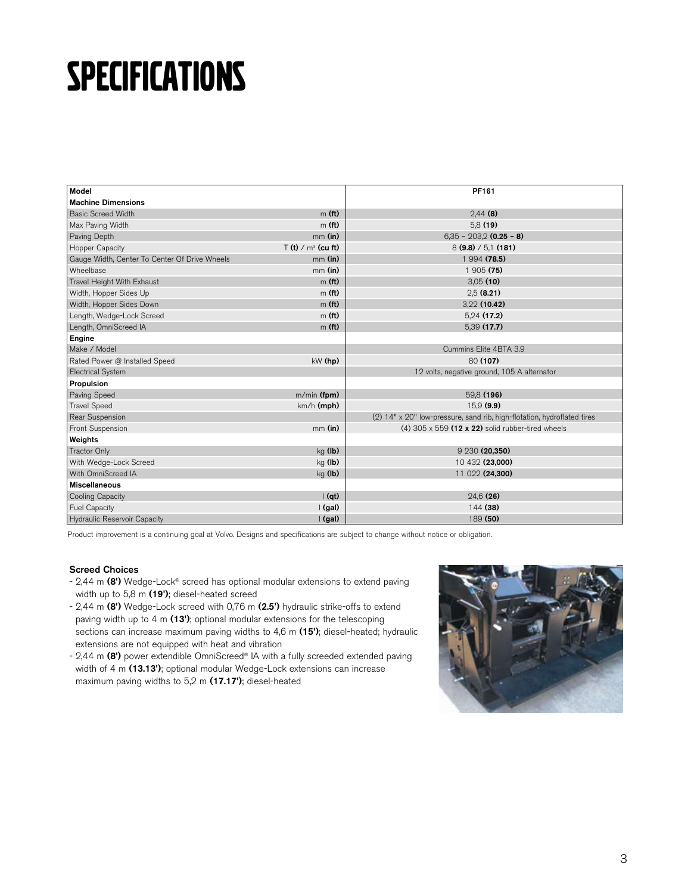# SPECIFICATIONS

| Model | | PF161 |
|---|---|---|
| **Machine Dimensions** | | |
| Basic Screed Width | m **(ft)** | 2,44 **(8)** |
| Max Paving Width | m **(ft)** | 5,8 **(19)** |
| Paving Depth | mm **(in)** | 6,35 – 203,2 **(0.25 – 8)** |
| Hopper Capacity | T **(t)** / m³ **(cu ft)** | 8 **(9.8)** / 5,1 **(181)** |
| Gauge Width, Center To Center Of Drive Wheels | mm **(in)** | 1 994 **(78.5)** |
| Wheelbase | mm **(in)** | 1 905 **(75)** |
| Travel Height With Exhaust | m **(ft)** | 3,05 **(10)** |
| Width, Hopper Sides Up | m **(ft)** | 2,5 **(8.21)** |
| Width, Hopper Sides Down | m **(ft)** | 3,22 **(10.42)** |
| Length, Wedge-Lock Screed | m **(ft)** | 5,24 **(17.2)** |
| Length, OmniScreed IA | m **(ft)** | 5,39 **(17.7)** |
| **Engine** | | |
| Make / Model | | Cummins Elite 4BTA 3.9 |
| Rated Power @ Installed Speed | kW **(hp)** | 80 **(107)** |
| Electrical System | | 12 volts, negative ground, 105 A alternator |
| **Propulsion** | | |
| Paving Speed | m/min **(fpm)** | 59,8 **(196)** |
| Travel Speed | km/h **(mph)** | 15,9 **(9.9)** |
| Rear Suspension | | (2) 14" x 20" low-pressure, sand rib, high-flotation, hydroflated tires |
| Front Suspension | mm **(in)** | (4) 305 x 559 **(12 x 22)** solid rubber-tired wheels |
| **Weights** | | |
| Tractor Only | kg **(lb)** | 9 230 **(20,350)** |
| With Wedge-Lock Screed | kg **(lb)** | 10 432 **(23,000)** |
| With OmniScreed IA | kg **(lb)** | 11 022 **(24,300)** |
| **Miscellaneous** | | |
| Cooling Capacity | l **(qt)** | 24,6 **(26)** |
| Fuel Capacity | l **(gal)** | 144 **(38)** |
| Hydraulic Reservoir Capacity | l **(gal)** | 189 **(50)** |

Product improvement is a continuing goal at Volvo. Designs and specifications are subject to change without notice or obligation.

### Screed Choices

- 2,44 m **(8')** Wedge-Lock® screed has optional modular extensions to extend paving width up to 5,8 m **(19')**; diesel-heated screed
- 2,44 m **(8')** Wedge-Lock screed with 0,76 m **(2.5')** hydraulic strike-offs to extend paving width up to 4 m **(13')**; optional modular extensions for the telescoping sections can increase maximum paving widths to 4,6 m **(15')**; diesel-heated; hydraulic extensions are not equipped with heat and vibration
- 2,44 m **(8')** power extendible OmniScreed® IA with a fully screeded extended paving width of 4 m **(13.13')**; optional modular Wedge-Lock extensions can increase maximum paving widths to 5,2 m **(17.17')**; diesel-heated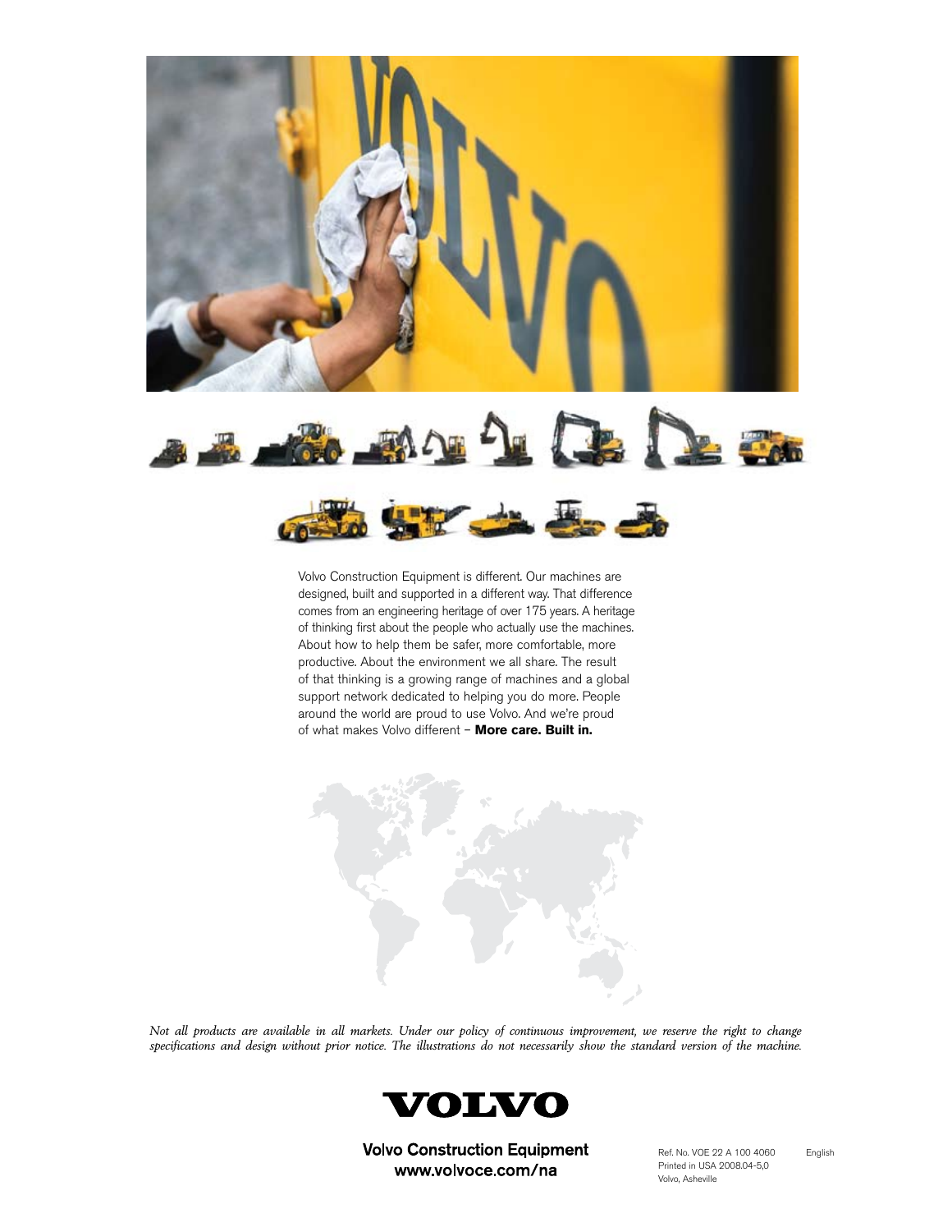Volvo Construction Equipment is different. Our machines are designed, built and supported in a different way. That difference comes from an engineering heritage of over 175 years. A heritage of thinking first about the people who actually use the machines. About how to help them be safer, more comfortable, more productive. About the environment we all share. The result of that thinking is a growing range of machines and a global support network dedicated to helping you do more. People around the world are proud to use Volvo. And we're proud of what makes Volvo different – **More care. Built in.**

*Not all products are available in all markets. Under our policy of continuous improvement, we reserve the right to change specifications and design without prior notice. The illustrations do not necessarily show the standard version of the machine.*

**VOLVO**

**Volvo Construction Equipment**
**www.volvoce.com/na**

Ref. No. VOE 22 A 100 4060 English
Printed in USA 2008.04-5,0
Volvo, Asheville